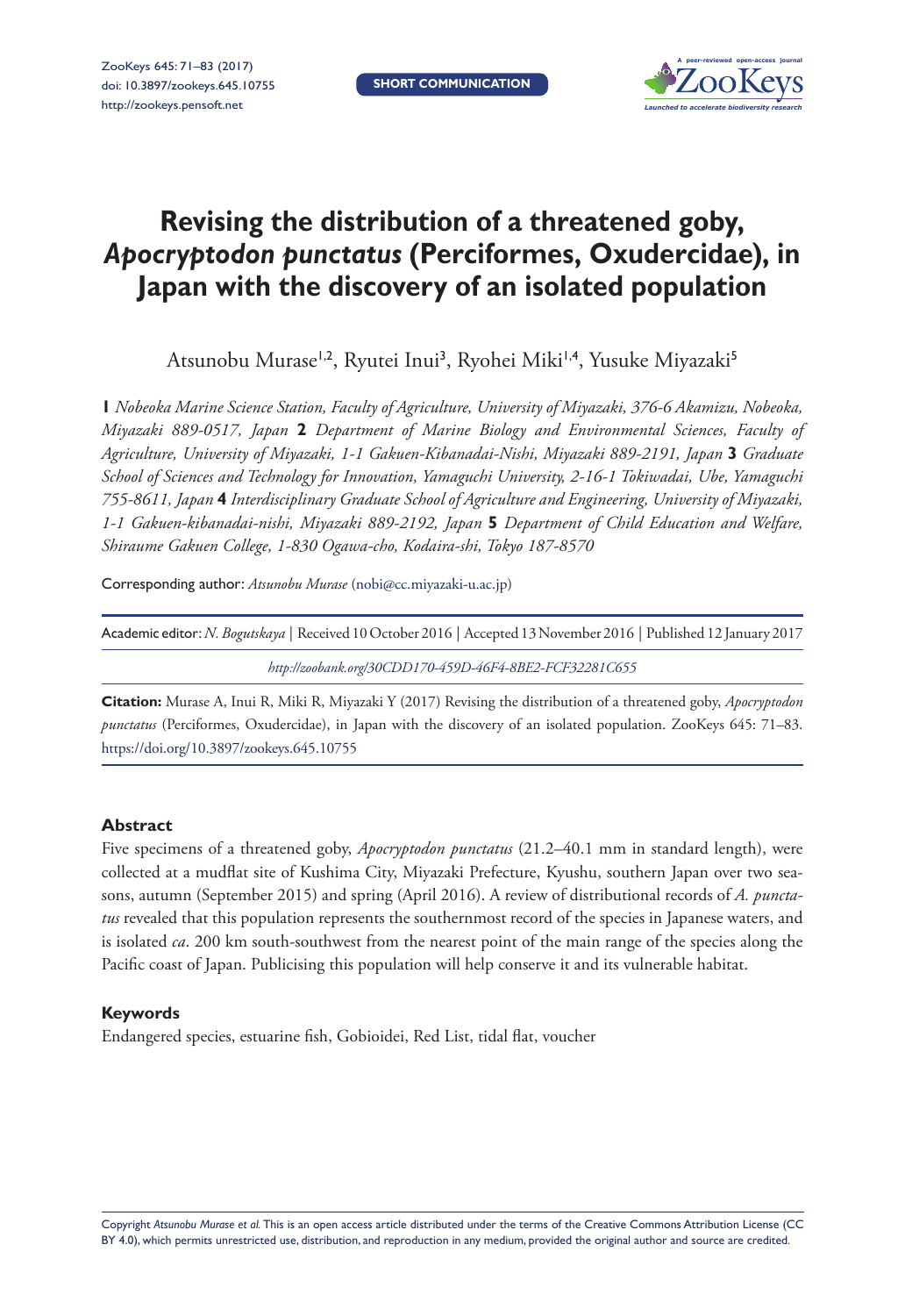SHORT COMMUNICATION

# Revising the distribution of a threatened goby, *Apocryptodon punctatus* (Perciformes, Oxudercidae), in Japan with the discovery of an isolated population

Atsunobu Murase[1,2], Ryutei Inui[3], Ryohei Miki[1,4], Yusuke Miyazaki[5]

**1** *Nobeoka Marine Science Station, Faculty of Agriculture, University of Miyazaki, 376-6 Akamizu, Nobeoka, Miyazaki 889-0517, Japan* **2** *Department of Marine Biology and Environmental Sciences, Faculty of Agriculture, University of Miyazaki, 1-1 Gakuen-Kibanadai-Nishi, Miyazaki 889-2191, Japan* **3** *Graduate School of Sciences and Technology for Innovation, Yamaguchi University, 2-16-1 Tokiwadai, Ube, Yamaguchi 755-8611, Japan* **4** *Interdisciplinary Graduate School of Agriculture and Engineering, University of Miyazaki, 1-1 Gakuen-kibanadai-nishi, Miyazaki 889-2192, Japan* **5** *Department of Child Education and Welfare, Shiraume Gakuen College, 1-830 Ogawa-cho, Kodaira-shi, Tokyo 187-8570*

Corresponding author: *Atsunobu Murase* (nobi@cc.miyazaki-u.ac.jp)

Academic editor: *N. Bogutskaya* | Received 10 October 2016 | Accepted 13 November 2016 | Published 12 January 2017

*http://zoobank.org/30CDD170-459D-46F4-8BE2-FCF32281C655*

**Citation:** Murase A, Inui R, Miki R, Miyazaki Y (2017) Revising the distribution of a threatened goby, *Apocryptodon punctatus* (Perciformes, Oxudercidae), in Japan with the discovery of an isolated population. ZooKeys 645: 71–83. https://doi.org/10.3897/zookeys.645.10755

## Abstract

Five specimens of a threatened goby, *Apocryptodon punctatus* (21.2–40.1 mm in standard length), were collected at a mudflat site of Kushima City, Miyazaki Prefecture, Kyushu, southern Japan over two seasons, autumn (September 2015) and spring (April 2016). A review of distributional records of *A. punctatus* revealed that this population represents the southernmost record of the species in Japanese waters, and is isolated *ca*. 200 km south-southwest from the nearest point of the main range of the species along the Pacific coast of Japan. Publicising this population will help conserve it and its vulnerable habitat.

## Keywords

Endangered species, estuarine fish, Gobioidei, Red List, tidal flat, voucher

Copyright *Atsunobu Murase et al.* This is an open access article distributed under the terms of the Creative Commons Attribution License (CC BY 4.0), which permits unrestricted use, distribution, and reproduction in any medium, provided the original author and source are credited.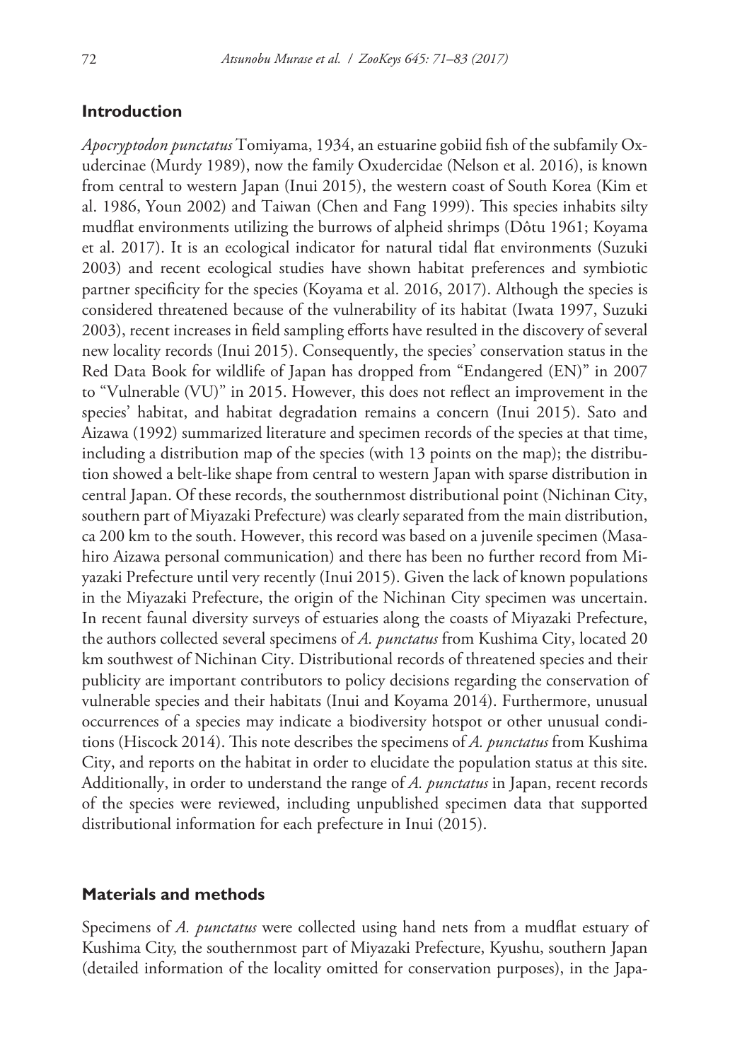## Introduction

*Apocryptodon punctatus* Tomiyama, 1934, an estuarine gobiid fish of the subfamily Oxudercinae (Murdy 1989), now the family Oxudercidae (Nelson et al. 2016), is known from central to western Japan (Inui 2015), the western coast of South Korea (Kim et al. 1986, Youn 2002) and Taiwan (Chen and Fang 1999). This species inhabits silty mudflat environments utilizing the burrows of alpheid shrimps (Dôtu 1961; Koyama et al. 2017). It is an ecological indicator for natural tidal flat environments (Suzuki 2003) and recent ecological studies have shown habitat preferences and symbiotic partner specificity for the species (Koyama et al. 2016, 2017). Although the species is considered threatened because of the vulnerability of its habitat (Iwata 1997, Suzuki 2003), recent increases in field sampling efforts have resulted in the discovery of several new locality records (Inui 2015). Consequently, the species' conservation status in the Red Data Book for wildlife of Japan has dropped from "Endangered (EN)" in 2007 to "Vulnerable (VU)" in 2015. However, this does not reflect an improvement in the species' habitat, and habitat degradation remains a concern (Inui 2015). Sato and Aizawa (1992) summarized literature and specimen records of the species at that time, including a distribution map of the species (with 13 points on the map); the distribution showed a belt-like shape from central to western Japan with sparse distribution in central Japan. Of these records, the southernmost distributional point (Nichinan City, southern part of Miyazaki Prefecture) was clearly separated from the main distribution, ca 200 km to the south. However, this record was based on a juvenile specimen (Masahiro Aizawa personal communication) and there has been no further record from Miyazaki Prefecture until very recently (Inui 2015). Given the lack of known populations in the Miyazaki Prefecture, the origin of the Nichinan City specimen was uncertain. In recent faunal diversity surveys of estuaries along the coasts of Miyazaki Prefecture, the authors collected several specimens of *A. punctatus* from Kushima City, located 20 km southwest of Nichinan City. Distributional records of threatened species and their publicity are important contributors to policy decisions regarding the conservation of vulnerable species and their habitats (Inui and Koyama 2014). Furthermore, unusual occurrences of a species may indicate a biodiversity hotspot or other unusual conditions (Hiscock 2014). This note describes the specimens of *A. punctatus* from Kushima City, and reports on the habitat in order to elucidate the population status at this site. Additionally, in order to understand the range of *A. punctatus* in Japan, recent records of the species were reviewed, including unpublished specimen data that supported distributional information for each prefecture in Inui (2015).

## Materials and methods

Specimens of *A. punctatus* were collected using hand nets from a mudflat estuary of Kushima City, the southernmost part of Miyazaki Prefecture, Kyushu, southern Japan (detailed information of the locality omitted for conservation purposes), in the Japa-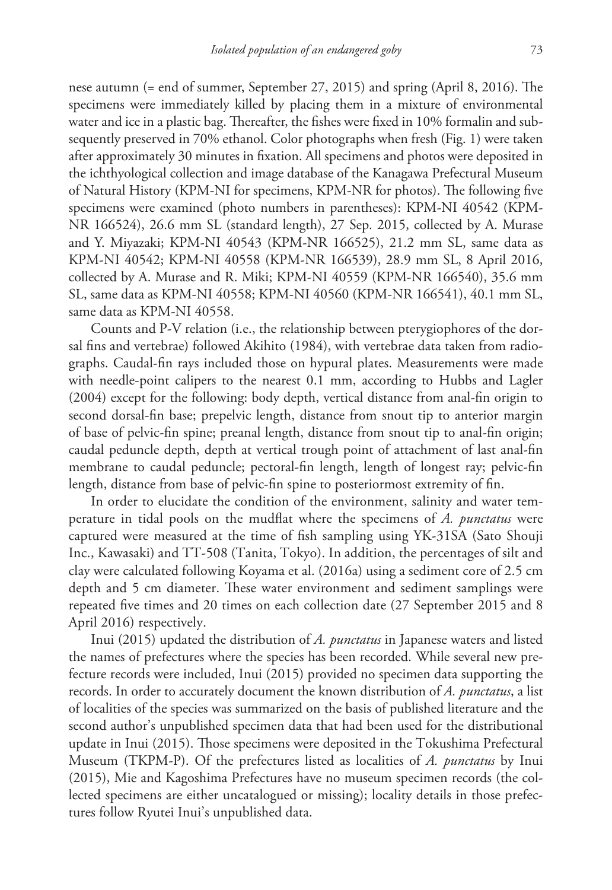nese autumn (= end of summer, September 27, 2015) and spring (April 8, 2016). The specimens were immediately killed by placing them in a mixture of environmental water and ice in a plastic bag. Thereafter, the fishes were fixed in 10% formalin and subsequently preserved in 70% ethanol. Color photographs when fresh (Fig. 1) were taken after approximately 30 minutes in fixation. All specimens and photos were deposited in the ichthyological collection and image database of the Kanagawa Prefectural Museum of Natural History (KPM-NI for specimens, KPM-NR for photos). The following five specimens were examined (photo numbers in parentheses): KPM-NI 40542 (KPM-NR 166524), 26.6 mm SL (standard length), 27 Sep. 2015, collected by A. Murase and Y. Miyazaki; KPM-NI 40543 (KPM-NR 166525), 21.2 mm SL, same data as KPM-NI 40542; KPM-NI 40558 (KPM-NR 166539), 28.9 mm SL, 8 April 2016, collected by A. Murase and R. Miki; KPM-NI 40559 (KPM-NR 166540), 35.6 mm SL, same data as KPM-NI 40558; KPM-NI 40560 (KPM-NR 166541), 40.1 mm SL, same data as KPM-NI 40558.

Counts and P-V relation (i.e., the relationship between pterygiophores of the dorsal fins and vertebrae) followed Akihito (1984), with vertebrae data taken from radiographs. Caudal-fin rays included those on hypural plates. Measurements were made with needle-point calipers to the nearest 0.1 mm, according to Hubbs and Lagler (2004) except for the following: body depth, vertical distance from anal-fin origin to second dorsal-fin base; prepelvic length, distance from snout tip to anterior margin of base of pelvic-fin spine; preanal length, distance from snout tip to anal-fin origin; caudal peduncle depth, depth at vertical trough point of attachment of last anal-fin membrane to caudal peduncle; pectoral-fin length, length of longest ray; pelvic-fin length, distance from base of pelvic-fin spine to posteriormost extremity of fin.

In order to elucidate the condition of the environment, salinity and water temperature in tidal pools on the mudflat where the specimens of *A. punctatus* were captured were measured at the time of fish sampling using YK-31SA (Sato Shouji Inc., Kawasaki) and TT-508 (Tanita, Tokyo). In addition, the percentages of silt and clay were calculated following Koyama et al. (2016a) using a sediment core of 2.5 cm depth and 5 cm diameter. These water environment and sediment samplings were repeated five times and 20 times on each collection date (27 September 2015 and 8 April 2016) respectively.

Inui (2015) updated the distribution of *A. punctatus* in Japanese waters and listed the names of prefectures where the species has been recorded. While several new prefecture records were included, Inui (2015) provided no specimen data supporting the records. In order to accurately document the known distribution of *A. punctatus*, a list of localities of the species was summarized on the basis of published literature and the second author's unpublished specimen data that had been used for the distributional update in Inui (2015). Those specimens were deposited in the Tokushima Prefectural Museum (TKPM-P). Of the prefectures listed as localities of *A. punctatus* by Inui (2015), Mie and Kagoshima Prefectures have no museum specimen records (the collected specimens are either uncatalogued or missing); locality details in those prefectures follow Ryutei Inui's unpublished data.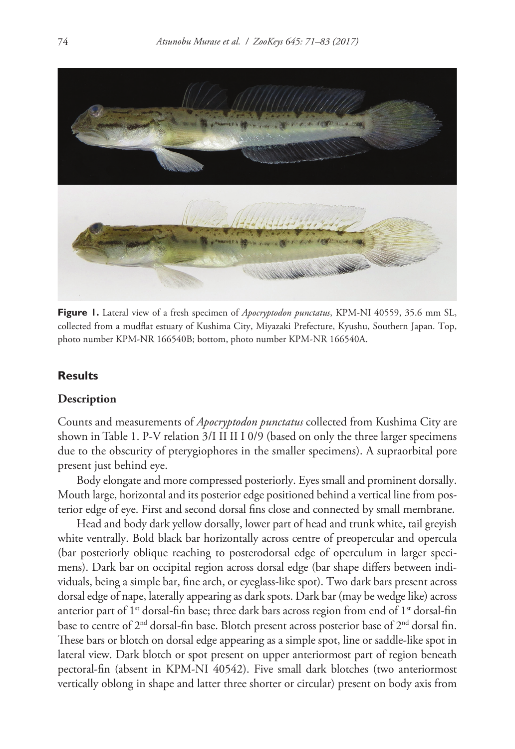**Figure 1.** Lateral view of a fresh specimen of *Apocryptodon punctatus*, KPM-NI 40559, 35.6 mm SL, collected from a mudflat estuary of Kushima City, Miyazaki Prefecture, Kyushu, Southern Japan. Top, photo number KPM-NR 166540B; bottom, photo number KPM-NR 166540A.

## Results

### Description

Counts and measurements of *Apocryptodon punctatus* collected from Kushima City are shown in Table 1. P-V relation 3/I II II I 0/9 (based on only the three larger specimens due to the obscurity of pterygiophores in the smaller specimens). A supraorbital pore present just behind eye.

Body elongate and more compressed posteriorly. Eyes small and prominent dorsally. Mouth large, horizontal and its posterior edge positioned behind a vertical line from posterior edge of eye. First and second dorsal fins close and connected by small membrane.

Head and body dark yellow dorsally, lower part of head and trunk white, tail greyish white ventrally. Bold black bar horizontally across centre of preopercular and opercula (bar posteriorly oblique reaching to posterodorsal edge of operculum in larger specimens). Dark bar on occipital region across dorsal edge (bar shape differs between individuals, being a simple bar, fine arch, or eyeglass-like spot). Two dark bars present across dorsal edge of nape, laterally appearing as dark spots. Dark bar (may be wedge like) across anterior part of 1st dorsal-fin base; three dark bars across region from end of 1st dorsal-fin base to centre of 2nd dorsal-fin base. Blotch present across posterior base of 2nd dorsal fin. These bars or blotch on dorsal edge appearing as a simple spot, line or saddle-like spot in lateral view. Dark blotch or spot present on upper anteriormost part of region beneath pectoral-fin (absent in KPM-NI 40542). Five small dark blotches (two anteriormost vertically oblong in shape and latter three shorter or circular) present on body axis from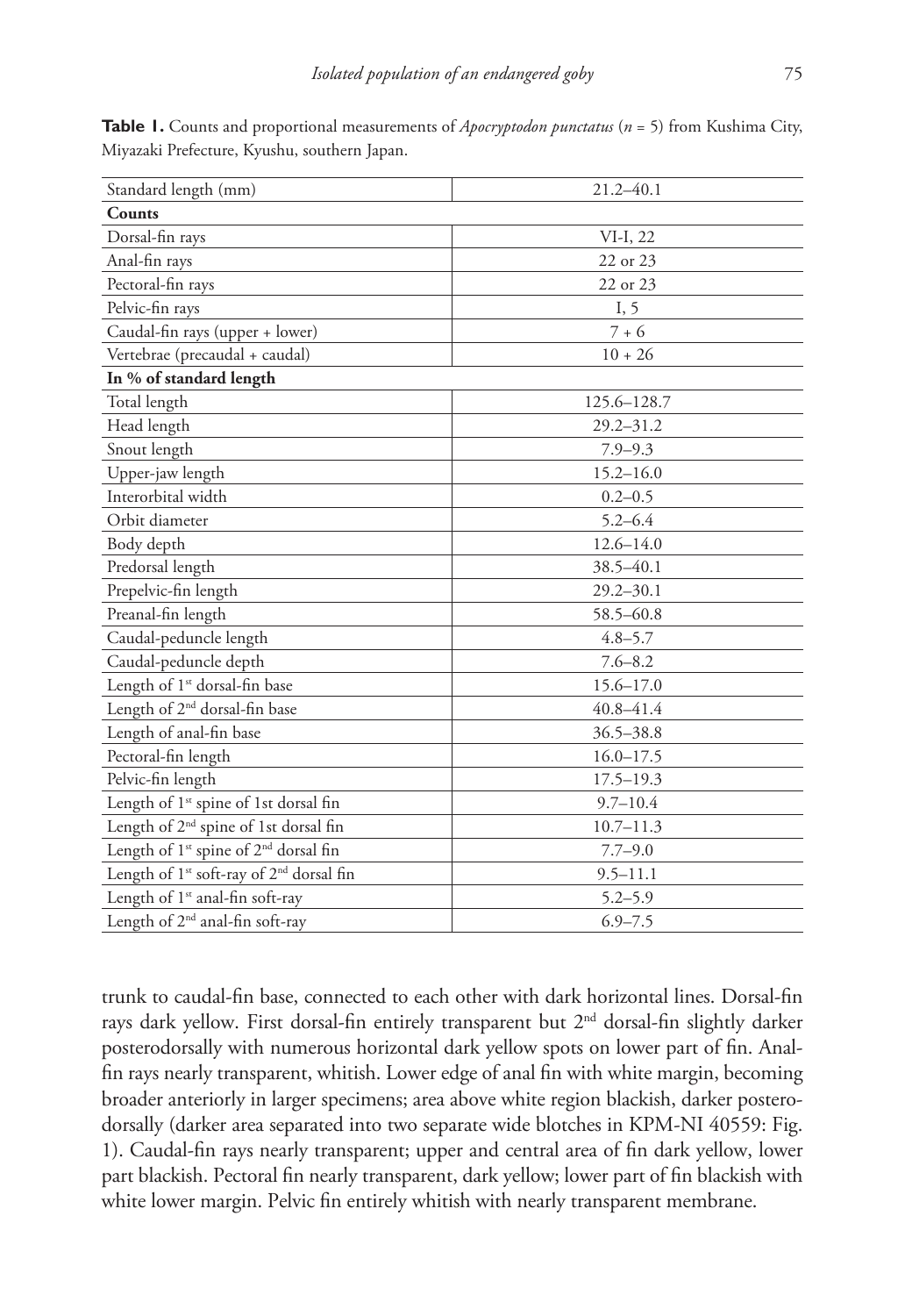**Table 1.** Counts and proportional measurements of *Apocryptodon punctatus* ($n$ = 5) from Kushima City, Miyazaki Prefecture, Kyushu, southern Japan.

| Standard length (mm) | 21.2–40.1 |
|---|---|
| **Counts** | |
| Dorsal-fin rays | VI-I, 22 |
| Anal-fin rays | 22 or 23 |
| Pectoral-fin rays | 22 or 23 |
| Pelvic-fin rays | I, 5 |
| Caudal-fin rays (upper + lower) | 7 + 6 |
| Vertebrae (precaudal + caudal) | 10 + 26 |
| **In % of standard length** | |
| Total length | 125.6–128.7 |
| Head length | 29.2–31.2 |
| Snout length | 7.9–9.3 |
| Upper-jaw length | 15.2–16.0 |
| Interorbital width | 0.2–0.5 |
| Orbit diameter | 5.2–6.4 |
| Body depth | 12.6–14.0 |
| Predorsal length | 38.5–40.1 |
| Prepelvic-fin length | 29.2–30.1 |
| Preanal-fin length | 58.5–60.8 |
| Caudal-peduncle length | 4.8–5.7 |
| Caudal-peduncle depth | 7.6–8.2 |
| Length of 1st dorsal-fin base | 15.6–17.0 |
| Length of 2nd dorsal-fin base | 40.8–41.4 |
| Length of anal-fin base | 36.5–38.8 |
| Pectoral-fin length | 16.0–17.5 |
| Pelvic-fin length | 17.5–19.3 |
| Length of 1st spine of 1st dorsal fin | 9.7–10.4 |
| Length of 2nd spine of 1st dorsal fin | 10.7–11.3 |
| Length of 1st spine of 2nd dorsal fin | 7.7–9.0 |
| Length of 1st soft-ray of 2nd dorsal fin | 9.5–11.1 |
| Length of 1st anal-fin soft-ray | 5.2–5.9 |
| Length of 2nd anal-fin soft-ray | 6.9–7.5 |

trunk to caudal-fin base, connected to each other with dark horizontal lines. Dorsal-fin rays dark yellow. First dorsal-fin entirely transparent but 2nd dorsal-fin slightly darker posterodorsally with numerous horizontal dark yellow spots on lower part of fin. Anal-fin rays nearly transparent, whitish. Lower edge of anal fin with white margin, becoming broader anteriorly in larger specimens; area above white region blackish, darker posterodorsally (darker area separated into two separate wide blotches in KPM-NI 40559: Fig. 1). Caudal-fin rays nearly transparent; upper and central area of fin dark yellow, lower part blackish. Pectoral fin nearly transparent, dark yellow; lower part of fin blackish with white lower margin. Pelvic fin entirely whitish with nearly transparent membrane.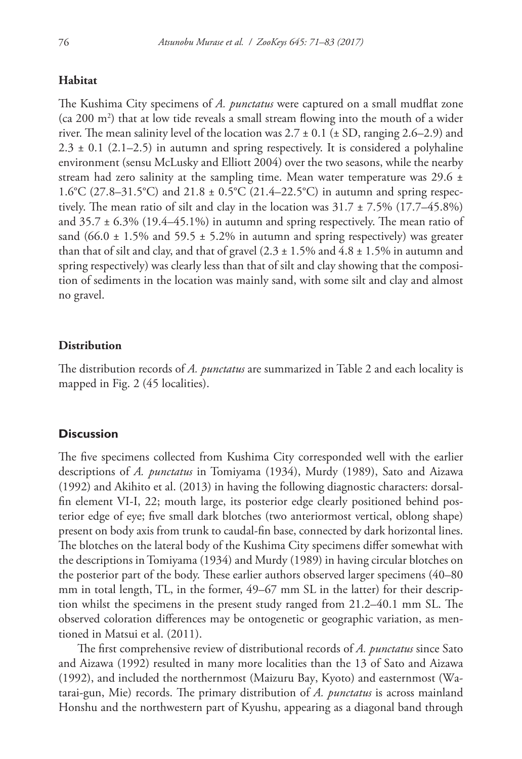### Habitat

The Kushima City specimens of *A. punctatus* were captured on a small mudflat zone (ca 200 $m^2$) that at low tide reveals a small stream flowing into the mouth of a wider river. The mean salinity level of the location was 2.7 ± 0.1 (± SD, ranging 2.6–2.9) and 2.3 ± 0.1 (2.1–2.5) in autumn and spring respectively. It is considered a polyhaline environment (sensu McLusky and Elliott 2004) over the two seasons, while the nearby stream had zero salinity at the sampling time. Mean water temperature was 29.6 ± 1.6°C (27.8–31.5°C) and 21.8 ± 0.5°C (21.4–22.5°C) in autumn and spring respectively. The mean ratio of silt and clay in the location was 31.7 ± 7.5% (17.7–45.8%) and 35.7 ± 6.3% (19.4–45.1%) in autumn and spring respectively. The mean ratio of sand (66.0 ± 1.5% and 59.5 ± 5.2% in autumn and spring respectively) was greater than that of silt and clay, and that of gravel (2.3 ± 1.5% and 4.8 ± 1.5% in autumn and spring respectively) was clearly less than that of silt and clay showing that the composition of sediments in the location was mainly sand, with some silt and clay and almost no gravel.

### Distribution

The distribution records of *A. punctatus* are summarized in Table 2 and each locality is mapped in Fig. 2 (45 localities).

## Discussion

The five specimens collected from Kushima City corresponded well with the earlier descriptions of *A. punctatus* in Tomiyama (1934), Murdy (1989), Sato and Aizawa (1992) and Akihito et al. (2013) in having the following diagnostic characters: dorsal-fin element VI-I, 22; mouth large, its posterior edge clearly positioned behind posterior edge of eye; five small dark blotches (two anteriormost vertical, oblong shape) present on body axis from trunk to caudal-fin base, connected by dark horizontal lines. The blotches on the lateral body of the Kushima City specimens differ somewhat with the descriptions in Tomiyama (1934) and Murdy (1989) in having circular blotches on the posterior part of the body. These earlier authors observed larger specimens (40–80 mm in total length, TL, in the former, 49–67 mm SL in the latter) for their description whilst the specimens in the present study ranged from 21.2–40.1 mm SL. The observed coloration differences may be ontogenetic or geographic variation, as mentioned in Matsui et al. (2011).

The first comprehensive review of distributional records of *A. punctatus* since Sato and Aizawa (1992) resulted in many more localities than the 13 of Sato and Aizawa (1992), and included the northernmost (Maizuru Bay, Kyoto) and easternmost (Watarai-gun, Mie) records. The primary distribution of *A. punctatus* is across mainland Honshu and the northwestern part of Kyushu, appearing as a diagonal band through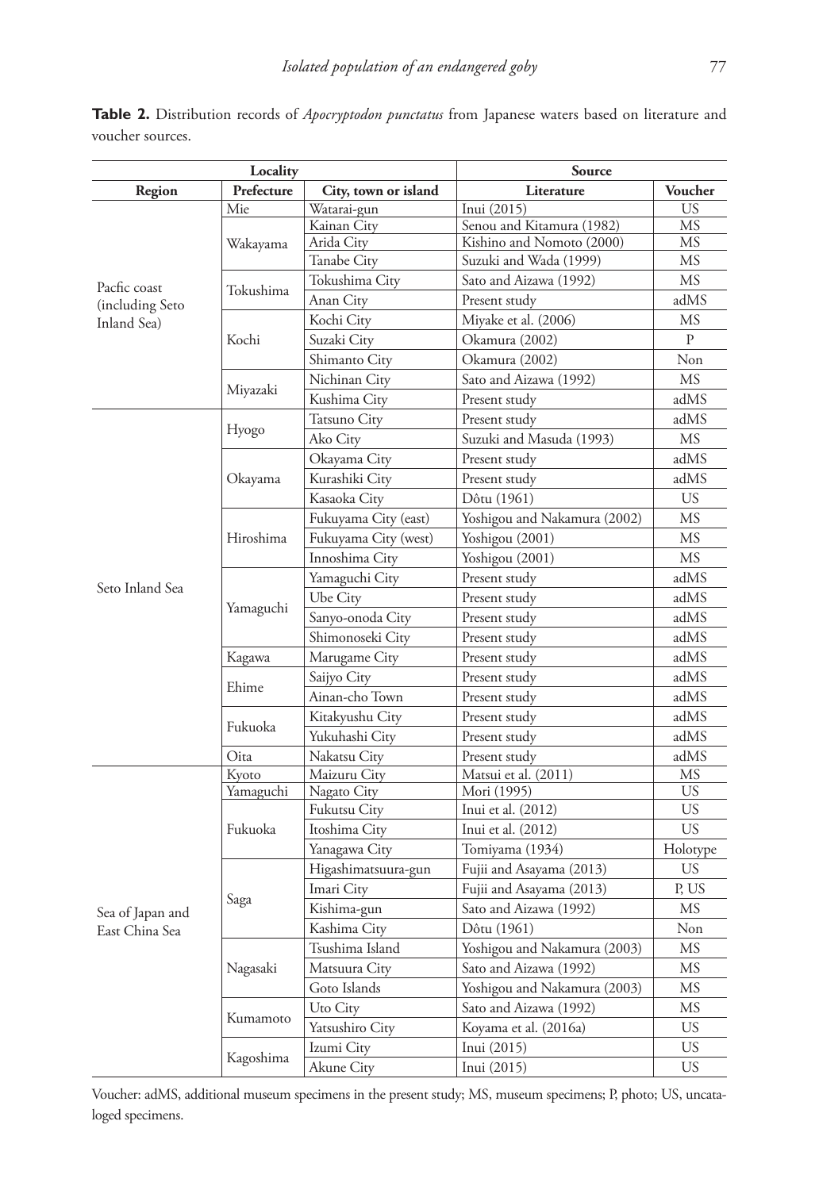**Table 2.** Distribution records of *Apocryptodon punctatus* from Japanese waters based on literature and voucher sources.

| Locality | | | Source | |
|---|---|---|---|---|
| Region | Prefecture | City, town or island | Literature | Voucher |
| Pacfic coast (including Seto Inland Sea) | Mie | Watarai-gun | Inui (2015) | US |
| | Wakayama | Kainan City | Senou and Kitamura (1982) | MS |
| | | Arida City | Kishino and Nomoto (2000) | MS |
| | | Tanabe City | Suzuki and Wada (1999) | MS |
| | Tokushima | Tokushima City | Sato and Aizawa (1992) | MS |
| | | Anan City | Present study | adMS |
| | Kochi | Kochi City | Miyake et al. (2006) | MS |
| | | Suzaki City | Okamura (2002) | P |
| | | Shimanto City | Okamura (2002) | Non |
| | Miyazaki | Nichinan City | Sato and Aizawa (1992) | MS |
| | | Kushima City | Present study | adMS |
| Seto Inland Sea | Hyogo | Tatsuno City | Present study | adMS |
| | | Ako City | Suzuki and Masuda (1993) | MS |
| | Okayama | Okayama City | Present study | adMS |
| | | Kurashiki City | Present study | adMS |
| | | Kasaoka City | Dôtu (1961) | US |
| | Hiroshima | Fukuyama City (east) | Yoshigou and Nakamura (2002) | MS |
| | | Fukuyama City (west) | Yoshigou (2001) | MS |
| | | Innoshima City | Yoshigou (2001) | MS |
| | Yamaguchi | Yamaguchi City | Present study | adMS |
| | | Ube City | Present study | adMS |
| | | Sanyo-onoda City | Present study | adMS |
| | | Shimonoseki City | Present study | adMS |
| | Kagawa | Marugame City | Present study | adMS |
| | Ehime | Saijyo City | Present study | adMS |
| | | Ainan-cho Town | Present study | adMS |
| | Fukuoka | Kitakyushu City | Present study | adMS |
| | | Yukuhashi City | Present study | adMS |
| | Oita | Nakatsu City | Present study | adMS |
| Sea of Japan and East China Sea | Kyoto | Maizuru City | Matsui et al. (2011) | MS |
| | Yamaguchi | Nagato City | Mori (1995) | US |
| | Fukuoka | Fukutsu City | Inui et al. (2012) | US |
| | | Itoshima City | Inui et al. (2012) | US |
| | | Yanagawa City | Tomiyama (1934) | Holotype |
| | Saga | Higashimatsuura-gun | Fujii and Asayama (2013) | US |
| | | Imari City | Fujii and Asayama (2013) | P, US |
| | | Kishima-gun | Sato and Aizawa (1992) | MS |
| | | Kashima City | Dôtu (1961) | Non |
| | Nagasaki | Tsushima Island | Yoshigou and Nakamura (2003) | MS |
| | | Matsuura City | Sato and Aizawa (1992) | MS |
| | | Goto Islands | Yoshigou and Nakamura (2003) | MS |
| | Kumamoto | Uto City | Sato and Aizawa (1992) | MS |
| | | Yatsushiro City | Koyama et al. (2016a) | US |
| | Kagoshima | Izumi City | Inui (2015) | US |
| | | Akune City | Inui (2015) | US |

Voucher: adMS, additional museum specimens in the present study; MS, museum specimens; P, photo; US, uncataloged specimens.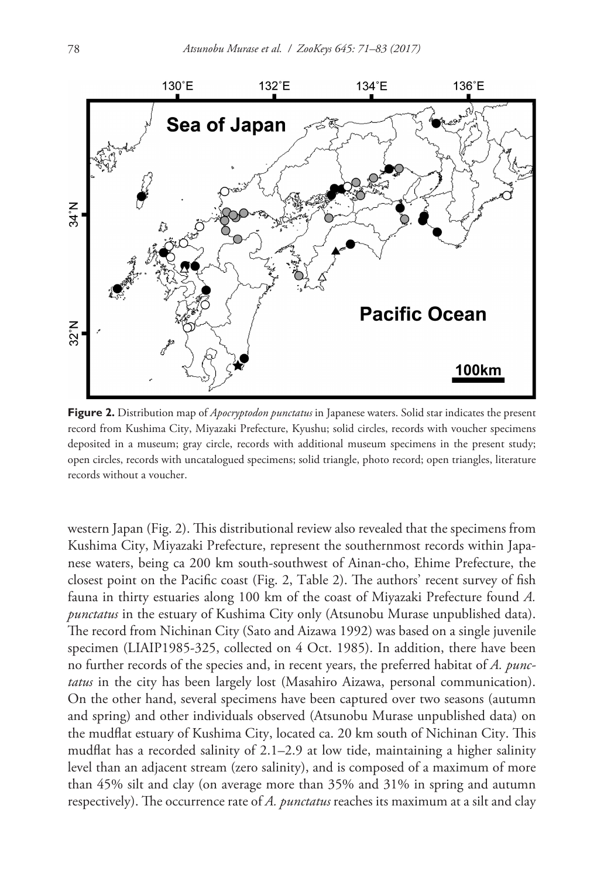**Figure 2.** Distribution map of *Apocryptodon punctatus* in Japanese waters. Solid star indicates the present record from Kushima City, Miyazaki Prefecture, Kyushu; solid circles, records with voucher specimens deposited in a museum; gray circle, records with additional museum specimens in the present study; open circles, records with uncatalogued specimens; solid triangle, photo record; open triangles, literature records without a voucher.

western Japan (Fig. 2). This distributional review also revealed that the specimens from Kushima City, Miyazaki Prefecture, represent the southernmost records within Japanese waters, being ca 200 km south-southwest of Ainan-cho, Ehime Prefecture, the closest point on the Pacific coast (Fig. 2, Table 2). The authors' recent survey of fish fauna in thirty estuaries along 100 km of the coast of Miyazaki Prefecture found *A. punctatus* in the estuary of Kushima City only (Atsunobu Murase unpublished data). The record from Nichinan City (Sato and Aizawa 1992) was based on a single juvenile specimen (LIAIP1985-325, collected on 4 Oct. 1985). In addition, there have been no further records of the species and, in recent years, the preferred habitat of *A. punctatus* in the city has been largely lost (Masahiro Aizawa, personal communication). On the other hand, several specimens have been captured over two seasons (autumn and spring) and other individuals observed (Atsunobu Murase unpublished data) on the mudflat estuary of Kushima City, located ca. 20 km south of Nichinan City. This mudflat has a recorded salinity of 2.1–2.9 at low tide, maintaining a higher salinity level than an adjacent stream (zero salinity), and is composed of a maximum of more than 45% silt and clay (on average more than 35% and 31% in spring and autumn respectively). The occurrence rate of *A. punctatus* reaches its maximum at a silt and clay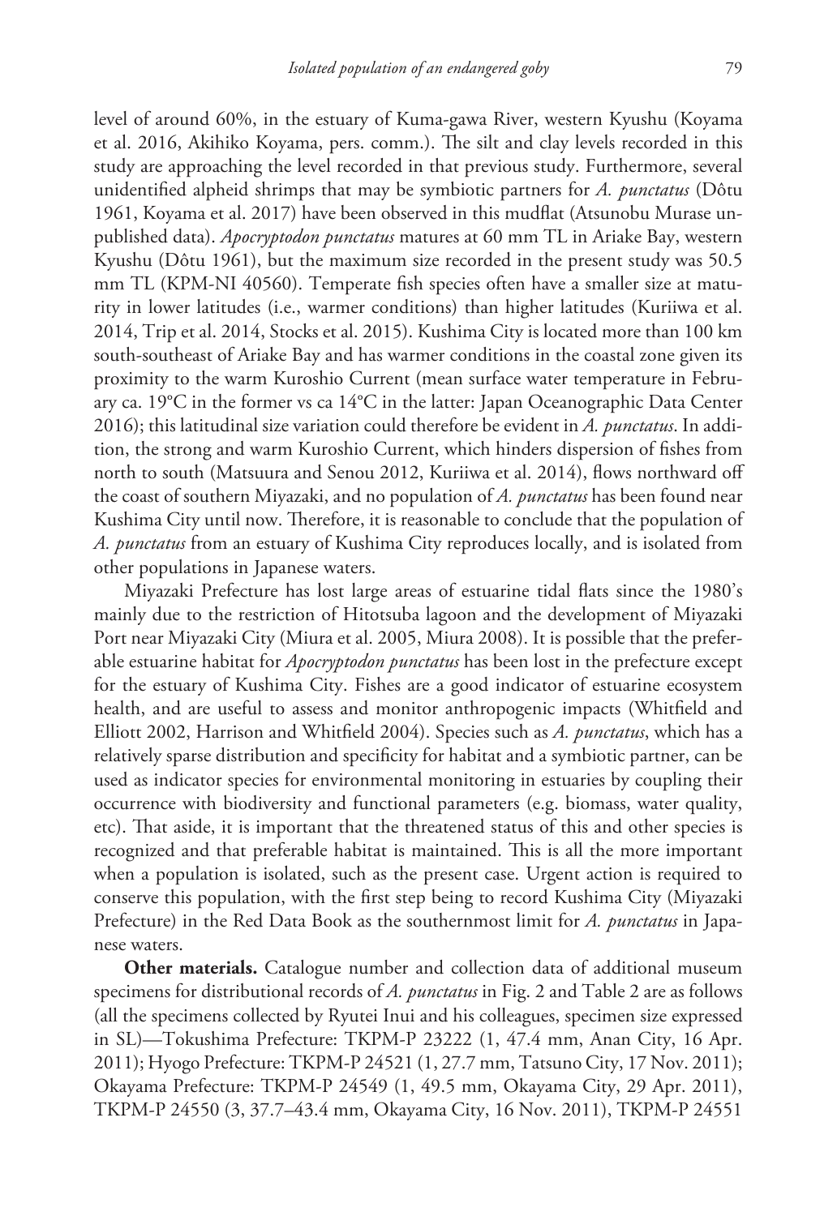level of around 60%, in the estuary of Kuma-gawa River, western Kyushu (Koyama et al. 2016, Akihiko Koyama, pers. comm.). The silt and clay levels recorded in this study are approaching the level recorded in that previous study. Furthermore, several unidentified alpheid shrimps that may be symbiotic partners for *A. punctatus* (Dôtu 1961, Koyama et al. 2017) have been observed in this mudflat (Atsunobu Murase unpublished data). *Apocryptodon punctatus* matures at 60 mm TL in Ariake Bay, western Kyushu (Dôtu 1961), but the maximum size recorded in the present study was 50.5 mm TL (KPM-NI 40560). Temperate fish species often have a smaller size at maturity in lower latitudes (i.e., warmer conditions) than higher latitudes (Kuriiwa et al. 2014, Trip et al. 2014, Stocks et al. 2015). Kushima City is located more than 100 km south-southeast of Ariake Bay and has warmer conditions in the coastal zone given its proximity to the warm Kuroshio Current (mean surface water temperature in February ca. 19°C in the former vs ca 14°C in the latter: Japan Oceanographic Data Center 2016); this latitudinal size variation could therefore be evident in *A. punctatus*. In addition, the strong and warm Kuroshio Current, which hinders dispersion of fishes from north to south (Matsuura and Senou 2012, Kuriiwa et al. 2014), flows northward off the coast of southern Miyazaki, and no population of *A. punctatus* has been found near Kushima City until now. Therefore, it is reasonable to conclude that the population of *A. punctatus* from an estuary of Kushima City reproduces locally, and is isolated from other populations in Japanese waters.

Miyazaki Prefecture has lost large areas of estuarine tidal flats since the 1980's mainly due to the restriction of Hitotsuba lagoon and the development of Miyazaki Port near Miyazaki City (Miura et al. 2005, Miura 2008). It is possible that the preferable estuarine habitat for *Apocryptodon punctatus* has been lost in the prefecture except for the estuary of Kushima City. Fishes are a good indicator of estuarine ecosystem health, and are useful to assess and monitor anthropogenic impacts (Whitfield and Elliott 2002, Harrison and Whitfield 2004). Species such as *A. punctatus*, which has a relatively sparse distribution and specificity for habitat and a symbiotic partner, can be used as indicator species for environmental monitoring in estuaries by coupling their occurrence with biodiversity and functional parameters (e.g. biomass, water quality, etc). That aside, it is important that the threatened status of this and other species is recognized and that preferable habitat is maintained. This is all the more important when a population is isolated, such as the present case. Urgent action is required to conserve this population, with the first step being to record Kushima City (Miyazaki Prefecture) in the Red Data Book as the southernmost limit for *A. punctatus* in Japanese waters.

**Other materials.** Catalogue number and collection data of additional museum specimens for distributional records of *A. punctatus* in Fig. 2 and Table 2 are as follows (all the specimens collected by Ryutei Inui and his colleagues, specimen size expressed in SL)—Tokushima Prefecture: TKPM-P 23222 (1, 47.4 mm, Anan City, 16 Apr. 2011); Hyogo Prefecture: TKPM-P 24521 (1, 27.7 mm, Tatsuno City, 17 Nov. 2011); Okayama Prefecture: TKPM-P 24549 (1, 49.5 mm, Okayama City, 29 Apr. 2011), TKPM-P 24550 (3, 37.7–43.4 mm, Okayama City, 16 Nov. 2011), TKPM-P 24551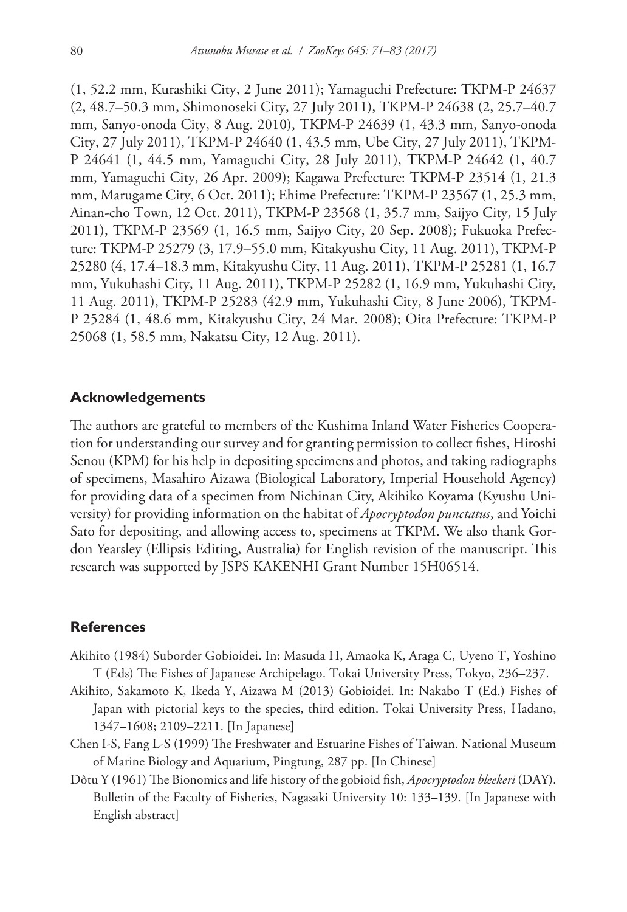(1, 52.2 mm, Kurashiki City, 2 June 2011); Yamaguchi Prefecture: TKPM-P 24637 (2, 48.7–50.3 mm, Shimonoseki City, 27 July 2011), TKPM-P 24638 (2, 25.7–40.7 mm, Sanyo-onoda City, 8 Aug. 2010), TKPM-P 24639 (1, 43.3 mm, Sanyo-onoda City, 27 July 2011), TKPM-P 24640 (1, 43.5 mm, Ube City, 27 July 2011), TKPM-P 24641 (1, 44.5 mm, Yamaguchi City, 28 July 2011), TKPM-P 24642 (1, 40.7 mm, Yamaguchi City, 26 Apr. 2009); Kagawa Prefecture: TKPM-P 23514 (1, 21.3 mm, Marugame City, 6 Oct. 2011); Ehime Prefecture: TKPM-P 23567 (1, 25.3 mm, Ainan-cho Town, 12 Oct. 2011), TKPM-P 23568 (1, 35.7 mm, Saijyo City, 15 July 2011), TKPM-P 23569 (1, 16.5 mm, Saijyo City, 20 Sep. 2008); Fukuoka Prefecture: TKPM-P 25279 (3, 17.9–55.0 mm, Kitakyushu City, 11 Aug. 2011), TKPM-P 25280 (4, 17.4–18.3 mm, Kitakyushu City, 11 Aug. 2011), TKPM-P 25281 (1, 16.7 mm, Yukuhashi City, 11 Aug. 2011), TKPM-P 25282 (1, 16.9 mm, Yukuhashi City, 11 Aug. 2011), TKPM-P 25283 (42.9 mm, Yukuhashi City, 8 June 2006), TKPM-P 25284 (1, 48.6 mm, Kitakyushu City, 24 Mar. 2008); Oita Prefecture: TKPM-P 25068 (1, 58.5 mm, Nakatsu City, 12 Aug. 2011).

## Acknowledgements

The authors are grateful to members of the Kushima Inland Water Fisheries Cooperation for understanding our survey and for granting permission to collect fishes, Hiroshi Senou (KPM) for his help in depositing specimens and photos, and taking radiographs of specimens, Masahiro Aizawa (Biological Laboratory, Imperial Household Agency) for providing data of a specimen from Nichinan City, Akihiko Koyama (Kyushu University) for providing information on the habitat of *Apocryptodon punctatus*, and Yoichi Sato for depositing, and allowing access to, specimens at TKPM. We also thank Gordon Yearsley (Ellipsis Editing, Australia) for English revision of the manuscript. This research was supported by JSPS KAKENHI Grant Number 15H06514.

## References

Akihito (1984) Suborder Gobioidei. In: Masuda H, Amaoka K, Araga C, Uyeno T, Yoshino T (Eds) The Fishes of Japanese Archipelago. Tokai University Press, Tokyo, 236–237.

Akihito, Sakamoto K, Ikeda Y, Aizawa M (2013) Gobioidei. In: Nakabo T (Ed.) Fishes of Japan with pictorial keys to the species, third edition. Tokai University Press, Hadano, 1347–1608; 2109–2211. [In Japanese]

Chen I-S, Fang L-S (1999) The Freshwater and Estuarine Fishes of Taiwan. National Museum of Marine Biology and Aquarium, Pingtung, 287 pp. [In Chinese]

Dôtu Y (1961) The Bionomics and life history of the gobioid fish, *Apocryptodon bleekeri* (DAY). Bulletin of the Faculty of Fisheries, Nagasaki University 10: 133–139. [In Japanese with English abstract]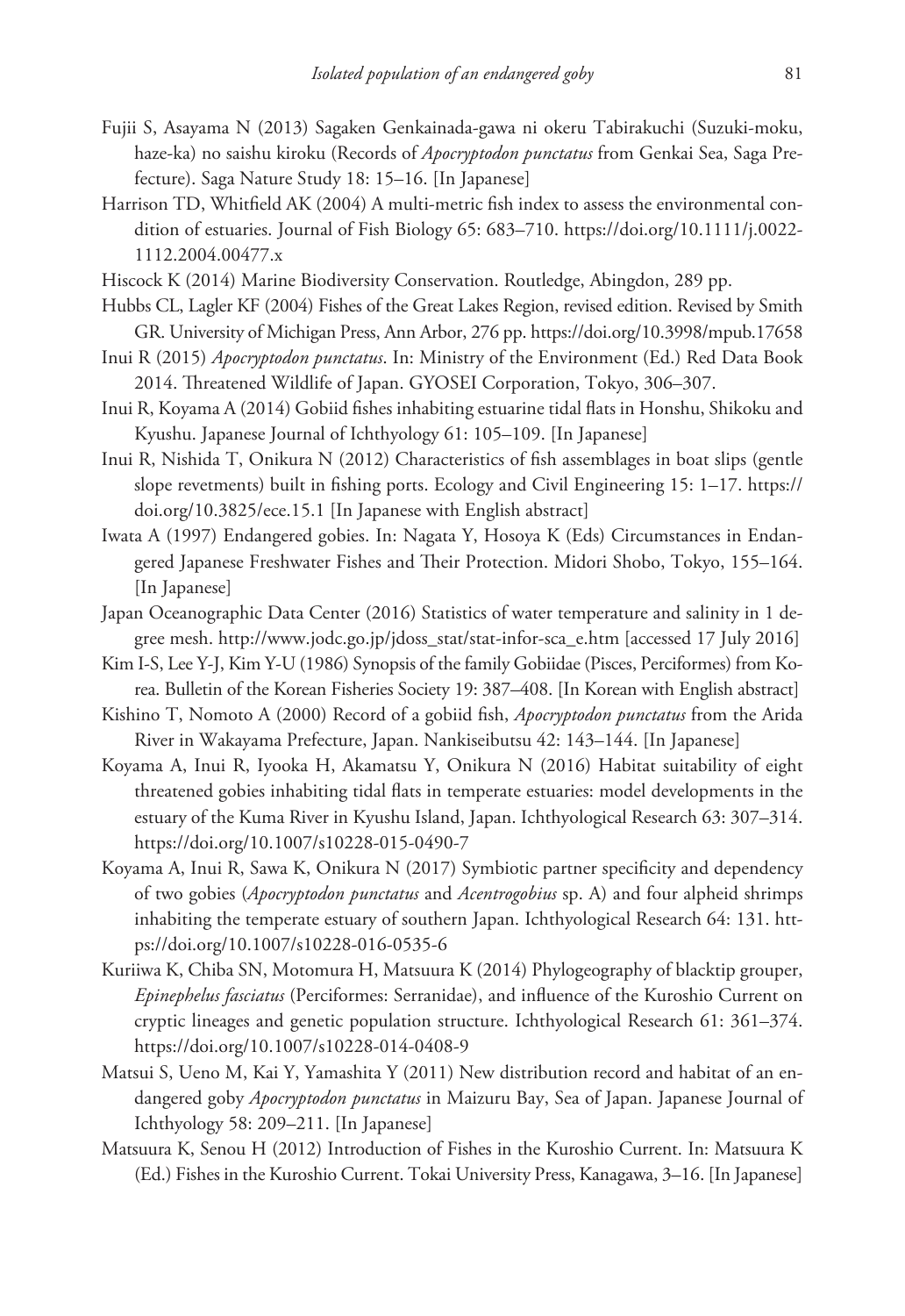Fujii S, Asayama N (2013) Sagaken Genkainada-gawa ni okeru Tabirakuchi (Suzuki-moku, haze-ka) no saishu kiroku (Records of *Apocryptodon punctatus* from Genkai Sea, Saga Prefecture). Saga Nature Study 18: 15–16. [In Japanese]

Harrison TD, Whitfield AK (2004) A multi-metric fish index to assess the environmental condition of estuaries. Journal of Fish Biology 65: 683–710. https://doi.org/10.1111/j.0022-1112.2004.00477.x

Hiscock K (2014) Marine Biodiversity Conservation. Routledge, Abingdon, 289 pp.

Hubbs CL, Lagler KF (2004) Fishes of the Great Lakes Region, revised edition. Revised by Smith GR. University of Michigan Press, Ann Arbor, 276 pp. https://doi.org/10.3998/mpub.17658

Inui R (2015) *Apocryptodon punctatus*. In: Ministry of the Environment (Ed.) Red Data Book 2014. Threatened Wildlife of Japan. GYOSEI Corporation, Tokyo, 306–307.

Inui R, Koyama A (2014) Gobiid fishes inhabiting estuarine tidal flats in Honshu, Shikoku and Kyushu. Japanese Journal of Ichthyology 61: 105–109. [In Japanese]

Inui R, Nishida T, Onikura N (2012) Characteristics of fish assemblages in boat slips (gentle slope revetments) built in fishing ports. Ecology and Civil Engineering 15: 1–17. https://doi.org/10.3825/ece.15.1 [In Japanese with English abstract]

Iwata A (1997) Endangered gobies. In: Nagata Y, Hosoya K (Eds) Circumstances in Endangered Japanese Freshwater Fishes and Their Protection. Midori Shobo, Tokyo, 155–164. [In Japanese]

Japan Oceanographic Data Center (2016) Statistics of water temperature and salinity in 1 degree mesh. http://www.jodc.go.jp/jdoss_stat/stat-infor-sca_e.htm [accessed 17 July 2016]

Kim I-S, Lee Y-J, Kim Y-U (1986) Synopsis of the family Gobiidae (Pisces, Perciformes) from Korea. Bulletin of the Korean Fisheries Society 19: 387–408. [In Korean with English abstract]

Kishino T, Nomoto A (2000) Record of a gobiid fish, *Apocryptodon punctatus* from the Arida River in Wakayama Prefecture, Japan. Nankiseibutsu 42: 143–144. [In Japanese]

Koyama A, Inui R, Iyooka H, Akamatsu Y, Onikura N (2016) Habitat suitability of eight threatened gobies inhabiting tidal flats in temperate estuaries: model developments in the estuary of the Kuma River in Kyushu Island, Japan. Ichthyological Research 63: 307–314. https://doi.org/10.1007/s10228-015-0490-7

Koyama A, Inui R, Sawa K, Onikura N (2017) Symbiotic partner specificity and dependency of two gobies (*Apocryptodon punctatus* and *Acentrogobius* sp. A) and four alpheid shrimps inhabiting the temperate estuary of southern Japan. Ichthyological Research 64: 131. https://doi.org/10.1007/s10228-016-0535-6

Kuriiwa K, Chiba SN, Motomura H, Matsuura K (2014) Phylogeography of blacktip grouper, *Epinephelus fasciatus* (Perciformes: Serranidae), and influence of the Kuroshio Current on cryptic lineages and genetic population structure. Ichthyological Research 61: 361–374. https://doi.org/10.1007/s10228-014-0408-9

Matsui S, Ueno M, Kai Y, Yamashita Y (2011) New distribution record and habitat of an endangered goby *Apocryptodon punctatus* in Maizuru Bay, Sea of Japan. Japanese Journal of Ichthyology 58: 209–211. [In Japanese]

Matsuura K, Senou H (2012) Introduction of Fishes in the Kuroshio Current. In: Matsuura K (Ed.) Fishes in the Kuroshio Current. Tokai University Press, Kanagawa, 3–16. [In Japanese]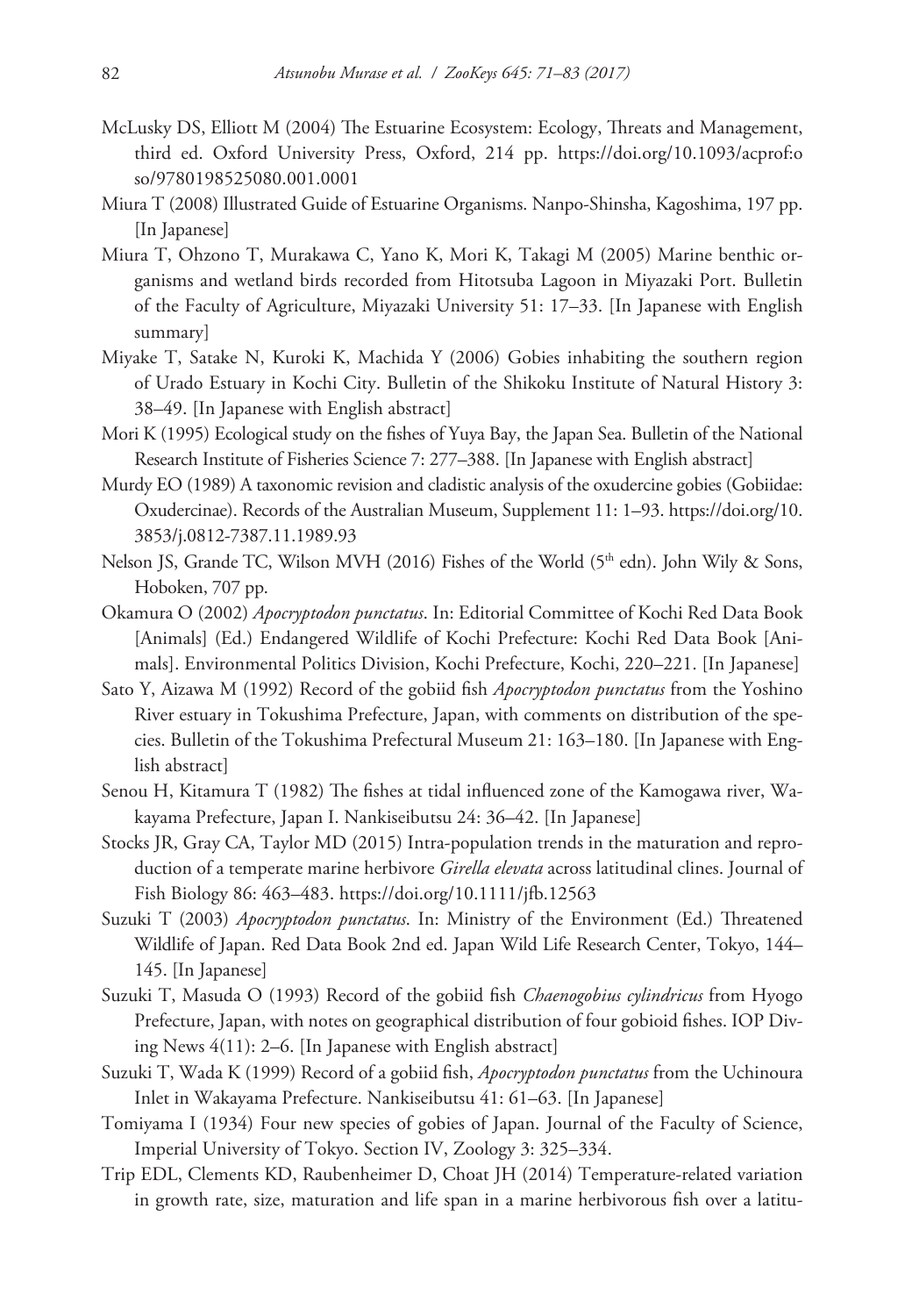McLusky DS, Elliott M (2004) The Estuarine Ecosystem: Ecology, Threats and Management, third ed. Oxford University Press, Oxford, 214 pp. https://doi.org/10.1093/acprof:oso/9780198525080.001.0001

Miura T (2008) Illustrated Guide of Estuarine Organisms. Nanpo-Shinsha, Kagoshima, 197 pp. [In Japanese]

Miura T, Ohzono T, Murakawa C, Yano K, Mori K, Takagi M (2005) Marine benthic organisms and wetland birds recorded from Hitotsuba Lagoon in Miyazaki Port. Bulletin of the Faculty of Agriculture, Miyazaki University 51: 17–33. [In Japanese with English summary]

Miyake T, Satake N, Kuroki K, Machida Y (2006) Gobies inhabiting the southern region of Urado Estuary in Kochi City. Bulletin of the Shikoku Institute of Natural History 3: 38–49. [In Japanese with English abstract]

Mori K (1995) Ecological study on the fishes of Yuya Bay, the Japan Sea. Bulletin of the National Research Institute of Fisheries Science 7: 277–388. [In Japanese with English abstract]

Murdy EO (1989) A taxonomic revision and cladistic analysis of the oxudercine gobies (Gobiidae: Oxudercinae). Records of the Australian Museum, Supplement 11: 1–93. https://doi.org/10.3853/j.0812-7387.11.1989.93

Nelson JS, Grande TC, Wilson MVH (2016) Fishes of the World (5th edn). John Wily & Sons, Hoboken, 707 pp.

Okamura O (2002) *Apocryptodon punctatus*. In: Editorial Committee of Kochi Red Data Book [Animals] (Ed.) Endangered Wildlife of Kochi Prefecture: Kochi Red Data Book [Animals]. Environmental Politics Division, Kochi Prefecture, Kochi, 220–221. [In Japanese]

Sato Y, Aizawa M (1992) Record of the gobiid fish *Apocryptodon punctatus* from the Yoshino River estuary in Tokushima Prefecture, Japan, with comments on distribution of the species. Bulletin of the Tokushima Prefectural Museum 21: 163–180. [In Japanese with English abstract]

Senou H, Kitamura T (1982) The fishes at tidal influenced zone of the Kamogawa river, Wakayama Prefecture, Japan I. Nankiseibutsu 24: 36–42. [In Japanese]

Stocks JR, Gray CA, Taylor MD (2015) Intra-population trends in the maturation and reproduction of a temperate marine herbivore *Girella elevata* across latitudinal clines. Journal of Fish Biology 86: 463–483. https://doi.org/10.1111/jfb.12563

Suzuki T (2003) *Apocryptodon punctatus*. In: Ministry of the Environment (Ed.) Threatened Wildlife of Japan. Red Data Book 2nd ed. Japan Wild Life Research Center, Tokyo, 144–145. [In Japanese]

Suzuki T, Masuda O (1993) Record of the gobiid fish *Chaenogobius cylindricus* from Hyogo Prefecture, Japan, with notes on geographical distribution of four gobioid fishes. IOP Diving News 4(11): 2–6. [In Japanese with English abstract]

Suzuki T, Wada K (1999) Record of a gobiid fish, *Apocryptodon punctatus* from the Uchinoura Inlet in Wakayama Prefecture. Nankiseibutsu 41: 61–63. [In Japanese]

Tomiyama I (1934) Four new species of gobies of Japan. Journal of the Faculty of Science, Imperial University of Tokyo. Section IV, Zoology 3: 325–334.

Trip EDL, Clements KD, Raubenheimer D, Choat JH (2014) Temperature-related variation in growth rate, size, maturation and life span in a marine herbivorous fish over a latitu-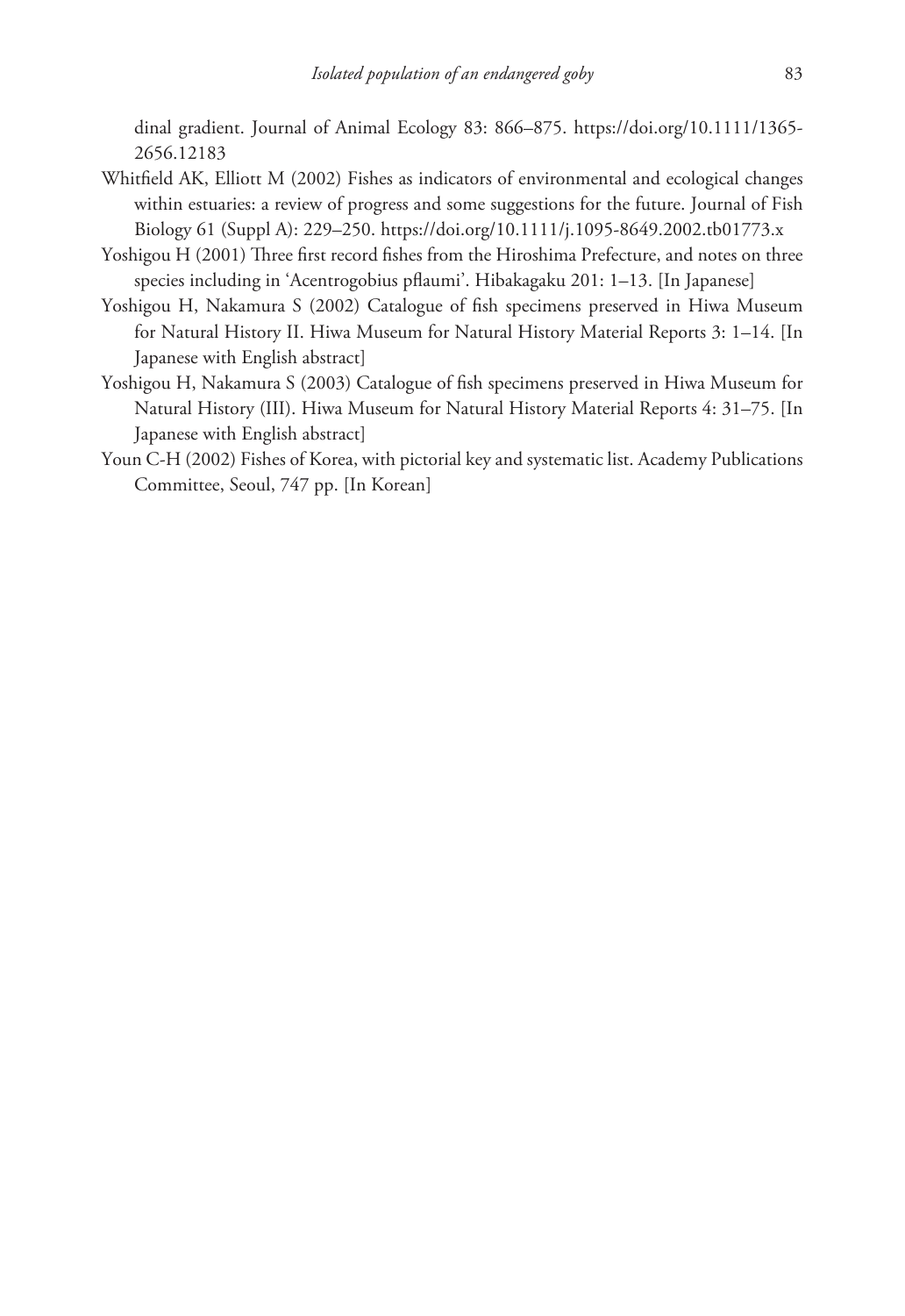dinal gradient. Journal of Animal Ecology 83: 866–875. https://doi.org/10.1111/1365-2656.12183

Whitfield AK, Elliott M (2002) Fishes as indicators of environmental and ecological changes within estuaries: a review of progress and some suggestions for the future. Journal of Fish Biology 61 (Suppl A): 229–250. https://doi.org/10.1111/j.1095-8649.2002.tb01773.x

Yoshigou H (2001) Three first record fishes from the Hiroshima Prefecture, and notes on three species including in 'Acentrogobius pflaumi'. Hibakagaku 201: 1–13. [In Japanese]

Yoshigou H, Nakamura S (2002) Catalogue of fish specimens preserved in Hiwa Museum for Natural History II. Hiwa Museum for Natural History Material Reports 3: 1–14. [In Japanese with English abstract]

Yoshigou H, Nakamura S (2003) Catalogue of fish specimens preserved in Hiwa Museum for Natural History (III). Hiwa Museum for Natural History Material Reports 4: 31–75. [In Japanese with English abstract]

Youn C-H (2002) Fishes of Korea, with pictorial key and systematic list. Academy Publications Committee, Seoul, 747 pp. [In Korean]